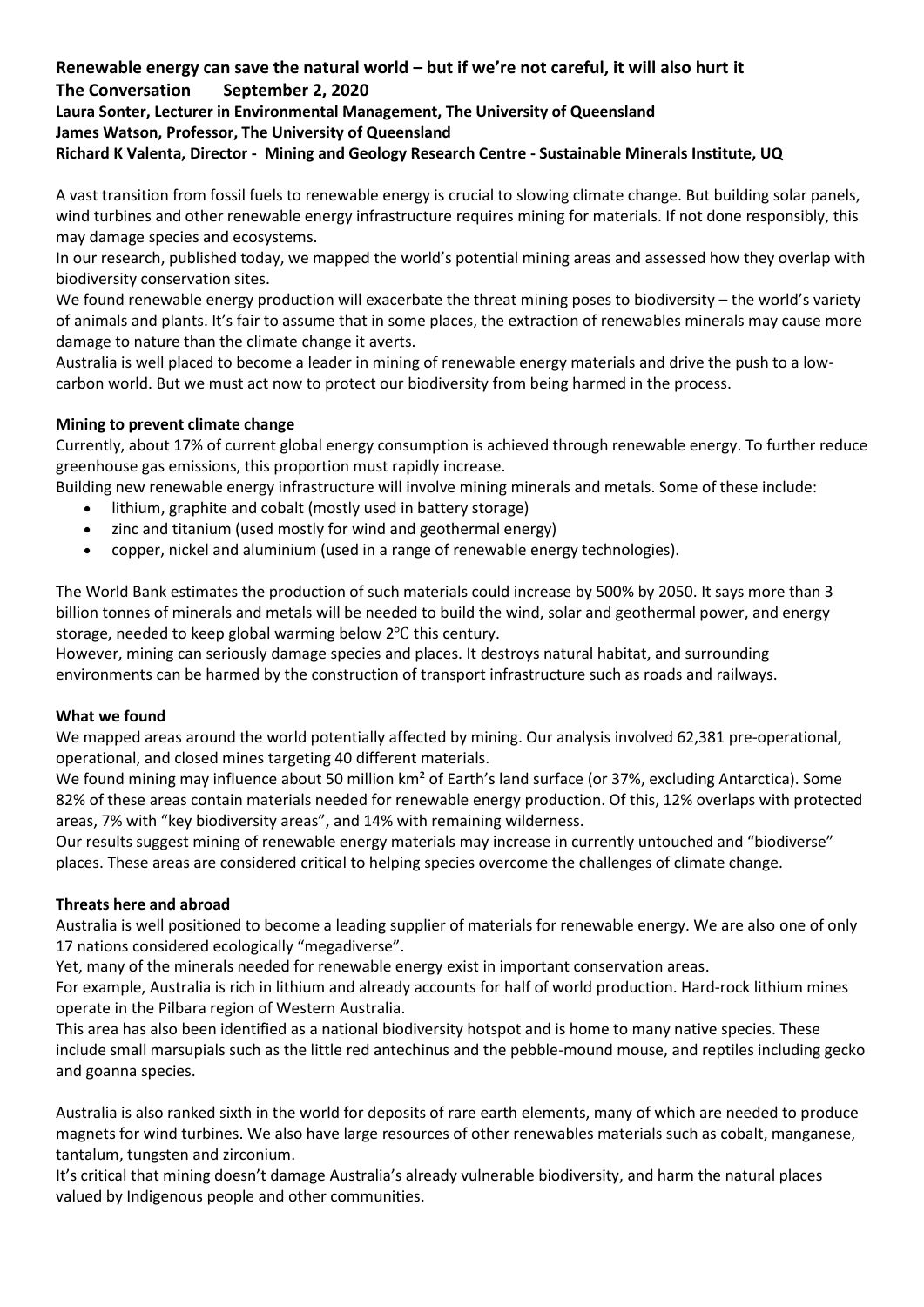**Renewable energy can save the natural world – but if we're not careful, it will also hurt it**
**The Conversation September 2, 2020**
**Laura Sonter, Lecturer in Environmental Management, The University of Queensland**
**James Watson, Professor, The University of Queensland**
**Richard K Valenta, Director - Mining and Geology Research Centre - Sustainable Minerals Institute, UQ**

A vast transition from fossil fuels to renewable energy is crucial to slowing climate change. But building solar panels, wind turbines and other renewable energy infrastructure requires mining for materials. If not done responsibly, this may damage species and ecosystems.

In our research, published today, we mapped the world's potential mining areas and assessed how they overlap with biodiversity conservation sites.

We found renewable energy production will exacerbate the threat mining poses to biodiversity – the world's variety of animals and plants. It's fair to assume that in some places, the extraction of renewables minerals may cause more damage to nature than the climate change it averts.

Australia is well placed to become a leader in mining of renewable energy materials and drive the push to a low-carbon world. But we must act now to protect our biodiversity from being harmed in the process.

**Mining to prevent climate change**

Currently, about 17% of current global energy consumption is achieved through renewable energy. To further reduce greenhouse gas emissions, this proportion must rapidly increase.

Building new renewable energy infrastructure will involve mining minerals and metals. Some of these include:

- lithium, graphite and cobalt (mostly used in battery storage)
- zinc and titanium (used mostly for wind and geothermal energy)
- copper, nickel and aluminium (used in a range of renewable energy technologies).

The World Bank estimates the production of such materials could increase by 500% by 2050. It says more than 3 billion tonnes of minerals and metals will be needed to build the wind, solar and geothermal power, and energy storage, needed to keep global warming below 2℃ this century.

However, mining can seriously damage species and places. It destroys natural habitat, and surrounding environments can be harmed by the construction of transport infrastructure such as roads and railways.

**What we found**

We mapped areas around the world potentially affected by mining. Our analysis involved 62,381 pre-operational, operational, and closed mines targeting 40 different materials.

We found mining may influence about 50 million km² of Earth's land surface (or 37%, excluding Antarctica). Some 82% of these areas contain materials needed for renewable energy production. Of this, 12% overlaps with protected areas, 7% with "key biodiversity areas", and 14% with remaining wilderness.

Our results suggest mining of renewable energy materials may increase in currently untouched and "biodiverse" places. These areas are considered critical to helping species overcome the challenges of climate change.

**Threats here and abroad**

Australia is well positioned to become a leading supplier of materials for renewable energy. We are also one of only 17 nations considered ecologically "megadiverse".

Yet, many of the minerals needed for renewable energy exist in important conservation areas.

For example, Australia is rich in lithium and already accounts for half of world production. Hard-rock lithium mines operate in the Pilbara region of Western Australia.

This area has also been identified as a national biodiversity hotspot and is home to many native species. These include small marsupials such as the little red antechinus and the pebble-mound mouse, and reptiles including gecko and goanna species.

Australia is also ranked sixth in the world for deposits of rare earth elements, many of which are needed to produce magnets for wind turbines. We also have large resources of other renewables materials such as cobalt, manganese, tantalum, tungsten and zirconium.

It's critical that mining doesn't damage Australia's already vulnerable biodiversity, and harm the natural places valued by Indigenous people and other communities.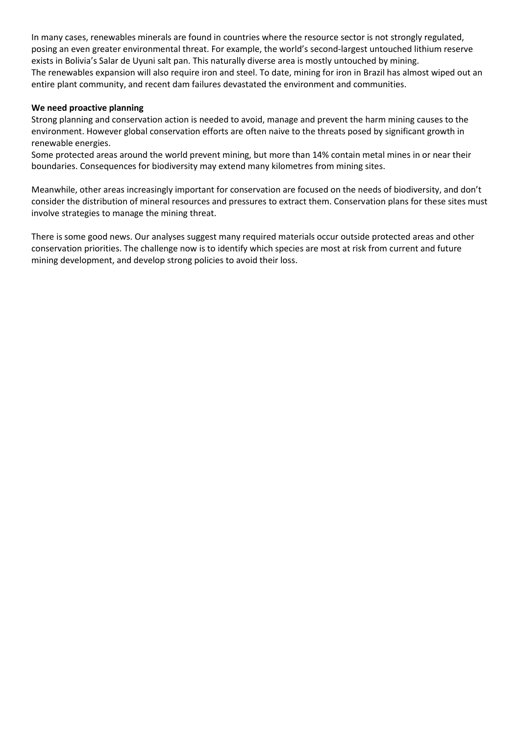In many cases, renewables minerals are found in countries where the resource sector is not strongly regulated, posing an even greater environmental threat. For example, the world's second-largest untouched lithium reserve exists in Bolivia's Salar de Uyuni salt pan. This naturally diverse area is mostly untouched by mining.
The renewables expansion will also require iron and steel. To date, mining for iron in Brazil has almost wiped out an entire plant community, and recent dam failures devastated the environment and communities.

**We need proactive planning**

Strong planning and conservation action is needed to avoid, manage and prevent the harm mining causes to the environment. However global conservation efforts are often naive to the threats posed by significant growth in renewable energies.
Some protected areas around the world prevent mining, but more than 14% contain metal mines in or near their boundaries. Consequences for biodiversity may extend many kilometres from mining sites.

Meanwhile, other areas increasingly important for conservation are focused on the needs of biodiversity, and don't consider the distribution of mineral resources and pressures to extract them. Conservation plans for these sites must involve strategies to manage the mining threat.

There is some good news. Our analyses suggest many required materials occur outside protected areas and other conservation priorities. The challenge now is to identify which species are most at risk from current and future mining development, and develop strong policies to avoid their loss.